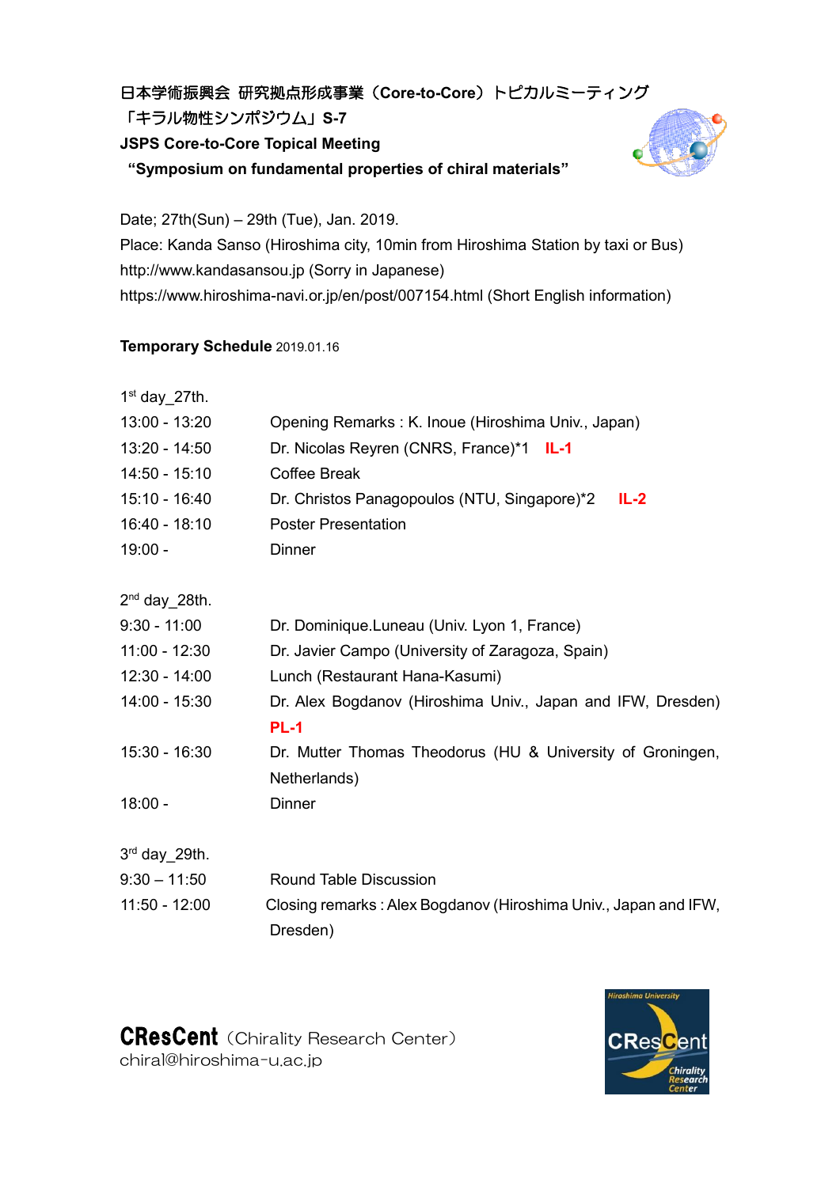日本学術振興会 研究拠点形成事業（Core-to-Core）トピカルミーティング
「キラル物性シンポジウム」S-7

**JSPS Core-to-Core Topical Meeting**
**"Symposium on fundamental properties of chiral materials"**

Date; 27th(Sun) – 29th (Tue), Jan. 2019.
Place: Kanda Sanso (Hiroshima city, 10min from Hiroshima Station by taxi or Bus)
http://www.kandasansou.jp (Sorry in Japanese)
https://www.hiroshima-navi.or.jp/en/post/007154.html (Short English information)

**Temporary Schedule** 2019.01.16

1st day_27th.

| | |
|---|---|
| 13:00 - 13:20 | Opening Remarks : K. Inoue (Hiroshima Univ., Japan) |
| 13:20 - 14:50 | Dr. Nicolas Reyren (CNRS, France)*1 **IL-1** |
| 14:50 - 15:10 | Coffee Break |
| 15:10 - 16:40 | Dr. Christos Panagopoulos (NTU, Singapore)*2 **IL-2** |
| 16:40 - 18:10 | Poster Presentation |
| 19:00 - | Dinner |

2nd day_28th.

| | |
|---|---|
| 9:30 - 11:00 | Dr. Dominique.Luneau (Univ. Lyon 1, France) |
| 11:00 - 12:30 | Dr. Javier Campo (University of Zaragoza, Spain) |
| 12:30 - 14:00 | Lunch (Restaurant Hana-Kasumi) |
| 14:00 - 15:30 | Dr. Alex Bogdanov (Hiroshima Univ., Japan and IFW, Dresden) **PL-1** |
| 15:30 - 16:30 | Dr. Mutter Thomas Theodorus (HU & University of Groningen, Netherlands) |
| 18:00 - | Dinner |

3rd day_29th.

| | |
|---|---|
| 9:30 – 11:50 | Round Table Discussion |
| 11:50 - 12:00 | Closing remarks : Alex Bogdanov (Hiroshima Univ., Japan and IFW, Dresden) |

**CResCent**（Chirality Research Center）
chiral@hiroshima-u.ac.jp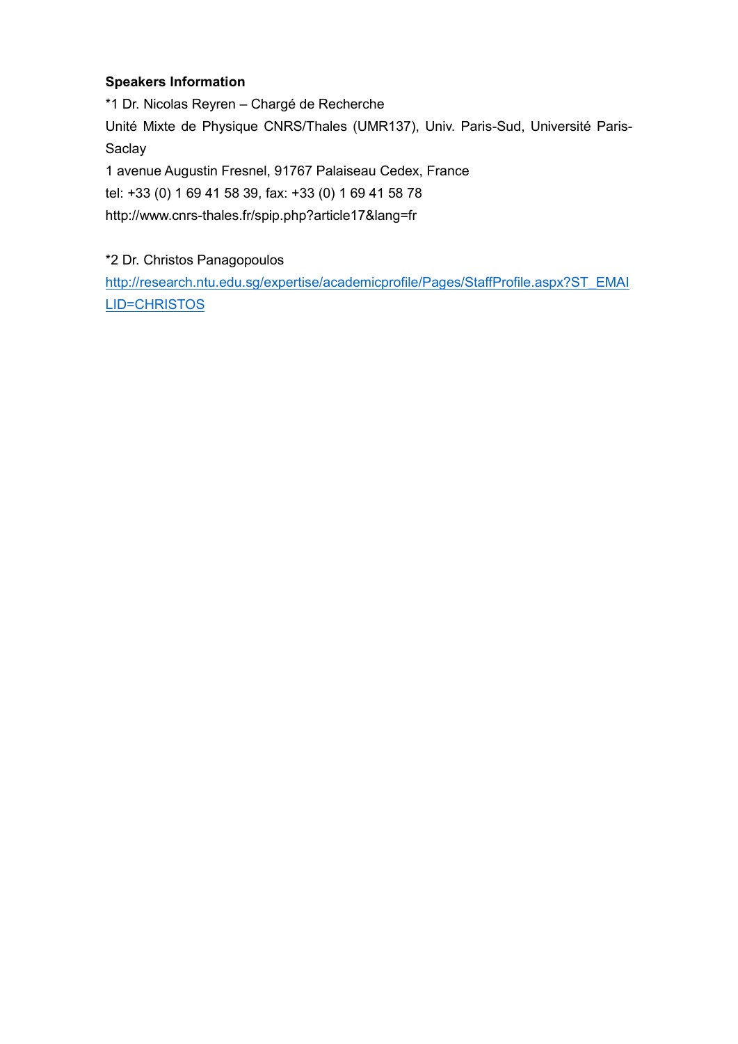**Speakers Information**

*1 Dr. Nicolas Reyren – Chargé de Recherche

Unité Mixte de Physique CNRS/Thales (UMR137), Univ. Paris-Sud, Université Paris-Saclay

1 avenue Augustin Fresnel, 91767 Palaiseau Cedex, France

tel: +33 (0) 1 69 41 58 39, fax: +33 (0) 1 69 41 58 78

http://www.cnrs-thales.fr/spip.php?article17&lang=fr

*2 Dr. Christos Panagopoulos

[http://research.ntu.edu.sg/expertise/academicprofile/Pages/StaffProfile.aspx?ST_EMAILID=CHRISTOS](http://research.ntu.edu.sg/expertise/academicprofile/Pages/StaffProfile.aspx?ST_EMAILID=CHRISTOS)